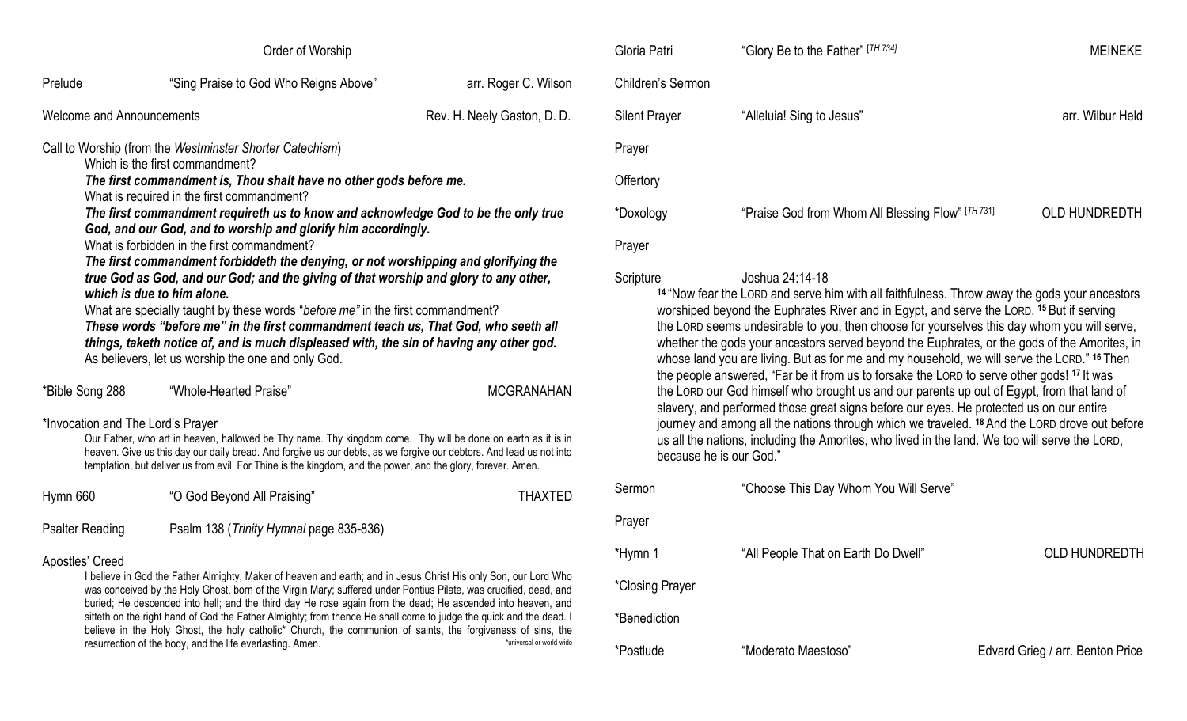# Order of Worship

Prelude — "Sing Praise to God Who Reigns Above" — arr. Roger C. Wilson

Welcome and Announcements — Rev. H. Neely Gaston, D. D.

Call to Worship (from the *Westminster Shorter Catechism*)

Which is the first commandment?

***The first commandment is, Thou shalt have no other gods before me.***

What is required in the first commandment?

***The first commandment requireth us to know and acknowledge God to be the only true God, and our God, and to worship and glorify him accordingly.***

What is forbidden in the first commandment?

***The first commandment forbiddeth the denying, or not worshipping and glorifying the true God as God, and our God; and the giving of that worship and glory to any other, which is due to him alone.***

What are specially taught by these words "*before me*" in the first commandment?

***These words "before me" in the first commandment teach us, That God, who seeth all things, taketh notice of, and is much displeased with, the sin of having any other god.***

As believers, let us worship the one and only God.

*Bible Song 288 — "Whole-Hearted Praise" — MCGRANAHAN

*Invocation and The Lord's Prayer

Our Father, who art in heaven, hallowed be Thy name. Thy kingdom come. Thy will be done on earth as it is in heaven. Give us this day our daily bread. And forgive us our debts, as we forgive our debtors. And lead us not into temptation, but deliver us from evil. For Thine is the kingdom, and the power, and the glory, forever. Amen.

Hymn 660 — "O God Beyond All Praising" — THAXTED

Psalter Reading — Psalm 138 (*Trinity Hymnal* page 835-836)

Apostles' Creed

I believe in God the Father Almighty, Maker of heaven and earth; and in Jesus Christ His only Son, our Lord Who was conceived by the Holy Ghost, born of the Virgin Mary; suffered under Pontius Pilate, was crucified, dead, and buried; He descended into hell; and the third day He rose again from the dead; He ascended into heaven, and sitteth on the right hand of God the Father Almighty; from thence He shall come to judge the quick and the dead. I believe in the Holy Ghost, the holy catholic* Church, the communion of saints, the forgiveness of sins, the resurrection of the body, and the life everlasting. Amen.

*universal or world-wide

Gloria Patri — "Glory Be to the Father" [*TH 734*] — MEINEKE

Children's Sermon

Silent Prayer — "Alleluia! Sing to Jesus" — arr. Wilbur Held

Prayer

Offertory

*Doxology — "Praise God from Whom All Blessing Flow" [*TH 731*] — OLD HUNDREDTH

Prayer

Scripture — Joshua 24:14-18

[14] "Now fear the LORD and serve him with all faithfulness. Throw away the gods your ancestors worshiped beyond the Euphrates River and in Egypt, and serve the LORD. [15] But if serving the LORD seems undesirable to you, then choose for yourselves this day whom you will serve, whether the gods your ancestors served beyond the Euphrates, or the gods of the Amorites, in whose land you are living. But as for me and my household, we will serve the LORD." [16] Then the people answered, "Far be it from us to forsake the LORD to serve other gods! [17] It was the LORD our God himself who brought us and our parents up out of Egypt, from that land of slavery, and performed those great signs before our eyes. He protected us on our entire journey and among all the nations through which we traveled. [18] And the LORD drove out before us all the nations, including the Amorites, who lived in the land. We too will serve the LORD, because he is our God."

Sermon — "Choose This Day Whom You Will Serve"

Prayer

*Hymn 1 — "All People That on Earth Do Dwell" — OLD HUNDREDTH

*Closing Prayer

*Benediction

*Postlude — "Moderato Maestoso" — Edvard Grieg / arr. Benton Price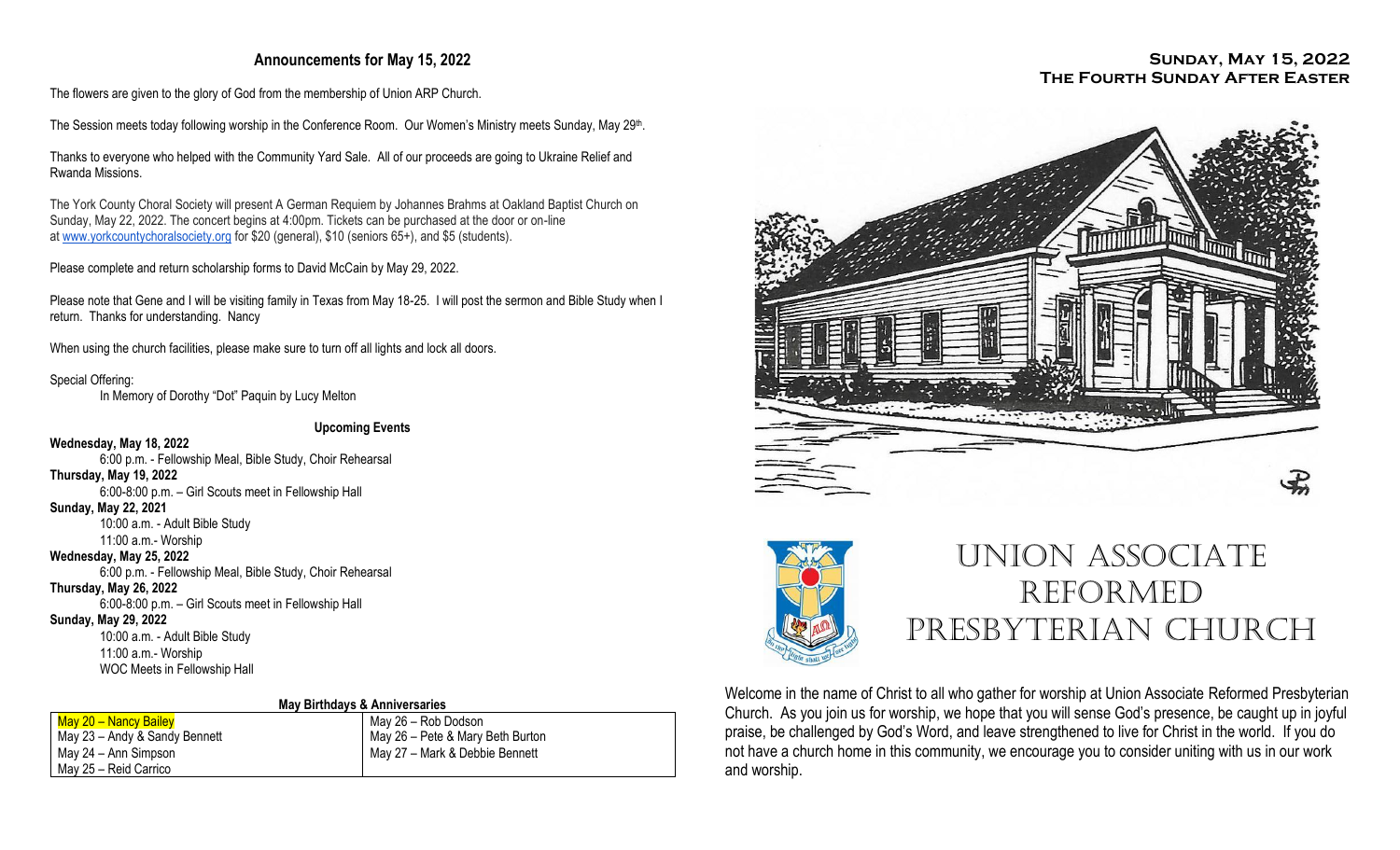## Announcements for May 15, 2022

The flowers are given to the glory of God from the membership of Union ARP Church.

The Session meets today following worship in the Conference Room. Our Women's Ministry meets Sunday, May 29th.

Thanks to everyone who helped with the Community Yard Sale. All of our proceeds are going to Ukraine Relief and Rwanda Missions.

The York County Choral Society will present A German Requiem by Johannes Brahms at Oakland Baptist Church on Sunday, May 22, 2022. The concert begins at 4:00pm. Tickets can be purchased at the door or on-line at www.yorkcountychoralsociety.org for $20 (general), $10 (seniors 65+), and $5 (students).

Please complete and return scholarship forms to David McCain by May 29, 2022.

Please note that Gene and I will be visiting family in Texas from May 18-25. I will post the sermon and Bible Study when I return. Thanks for understanding. Nancy

When using the church facilities, please make sure to turn off all lights and lock all doors.

Special Offering:
In Memory of Dorothy "Dot" Paquin by Lucy Melton

### Upcoming Events

**Wednesday, May 18, 2022**
6:00 p.m. - Fellowship Meal, Bible Study, Choir Rehearsal

**Thursday, May 19, 2022**
6:00-8:00 p.m. – Girl Scouts meet in Fellowship Hall

**Sunday, May 22, 2021**
10:00 a.m. - Adult Bible Study
11:00 a.m.- Worship

**Wednesday, May 25, 2022**
6:00 p.m. - Fellowship Meal, Bible Study, Choir Rehearsal

**Thursday, May 26, 2022**
6:00-8:00 p.m. – Girl Scouts meet in Fellowship Hall

**Sunday, May 29, 2022**
10:00 a.m. - Adult Bible Study
11:00 a.m.- Worship
WOC Meets in Fellowship Hall

**May Birthdays & Anniversaries**

| | |
|---|---|
| May 20 – Nancy Bailey | May 26 – Rob Dodson |
| May 23 – Andy & Sandy Bennett | May 26 – Pete & Mary Beth Burton |
| May 24 – Ann Simpson | May 27 – Mark & Debbie Bennett |
| May 25 – Reid Carrico | |

## Sunday, May 15, 2022
## The Fourth Sunday After Easter

# Union Associate Reformed Presbyterian Church

Welcome in the name of Christ to all who gather for worship at Union Associate Reformed Presbyterian Church. As you join us for worship, we hope that you will sense God's presence, be caught up in joyful praise, be challenged by God's Word, and leave strengthened to live for Christ in the world. If you do not have a church home in this community, we encourage you to consider uniting with us in our work and worship.